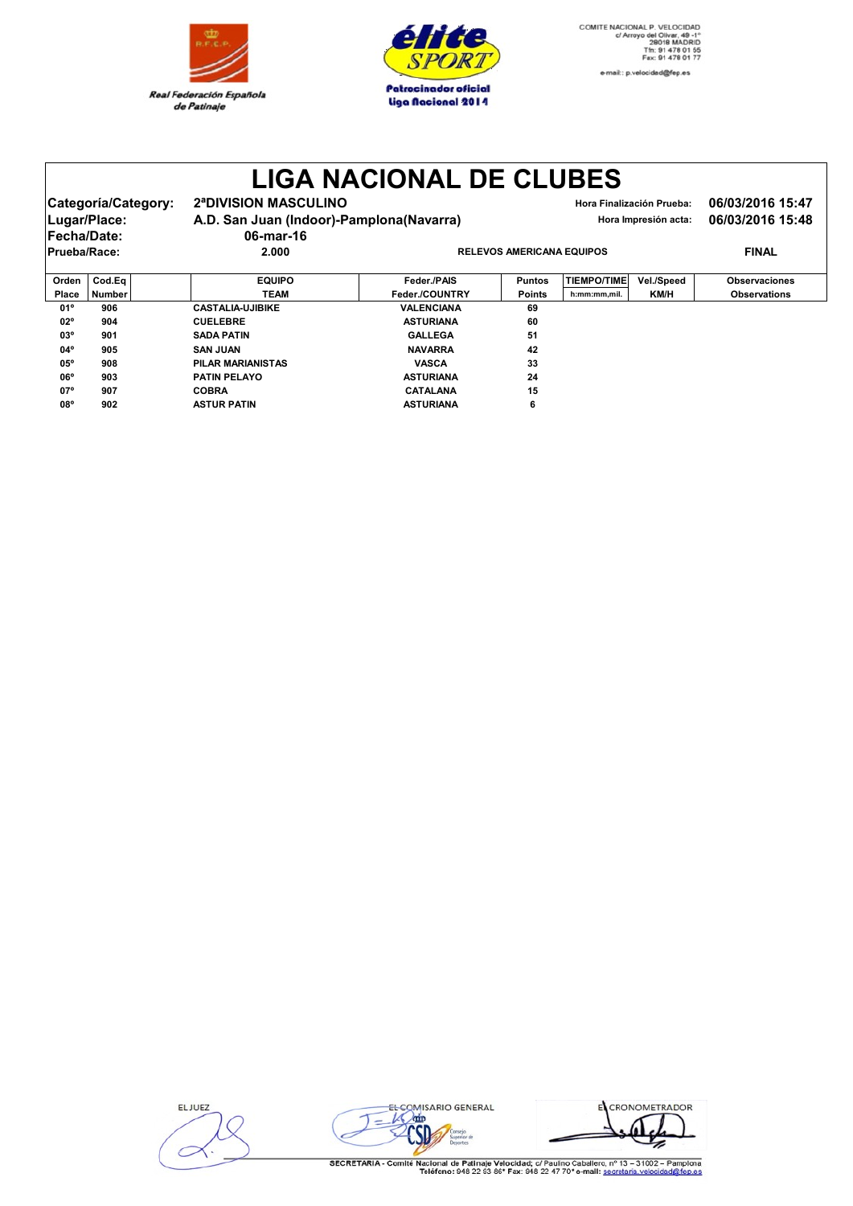Real Federación Española de Patinaje

élite SPORT
Patrocinador oficial
Liga Nacional 2014

COMITE NACIONAL P. VELOCIDAD
c/ Arroyo del Olivar, 49 -1°
28018 MADRID
Tfn: 91 478 01 55
Fax: 91 478 01 77
e-mail: p.velocidad@fep.es

# LIGA NACIONAL DE CLUBES

**Categoría/Category:** 2ªDIVISION MASCULINO  
**Lugar/Place:** A.D. San Juan (Indoor)-Pamplona(Navarra)  
**Fecha/Date:** 06-mar-16  
**Prueba/Race:** 2.000 — RELEVOS AMERICANA EQUIPOS — FINAL

**Hora Finalización Prueba:** 06/03/2016 15:47  
**Hora Impresión acta:** 06/03/2016 15:48

| Orden Place | Cod.Eq Number | EQUIPO TEAM | Feder./PAIS Feder./COUNTRY | Puntos Points | TIEMPO/TIME h:mm:mm,mil. | Vel./Speed KM/H | Observaciones Observations |
|---|---|---|---|---|---|---|---|
| 01º | 906 | CASTALIA-UJIBIKE | VALENCIANA | 69 | | | |
| 02º | 904 | CUELEBRE | ASTURIANA | 60 | | | |
| 03º | 901 | SADA PATIN | GALLEGA | 51 | | | |
| 04º | 905 | SAN JUAN | NAVARRA | 42 | | | |
| 05º | 908 | PILAR MARIANISTAS | VASCA | 33 | | | |
| 06º | 903 | PATIN PELAYO | ASTURIANA | 24 | | | |
| 07º | 907 | COBRA | CATALANA | 15 | | | |
| 08º | 902 | ASTUR PATIN | ASTURIANA | 6 | | | |

EL JUEZ — EL COMISARIO GENERAL — EL CRONOMETRADOR

SECRETARIA - Comité Nacional de Patinaje Velocidad; c/ Paulino Caballero, nº 13 – 31002 – Pamplona  
Teléfono: 948 22 63 86* Fax: 948 22 47 70* e-mail: secretaria.velocidad@fep.es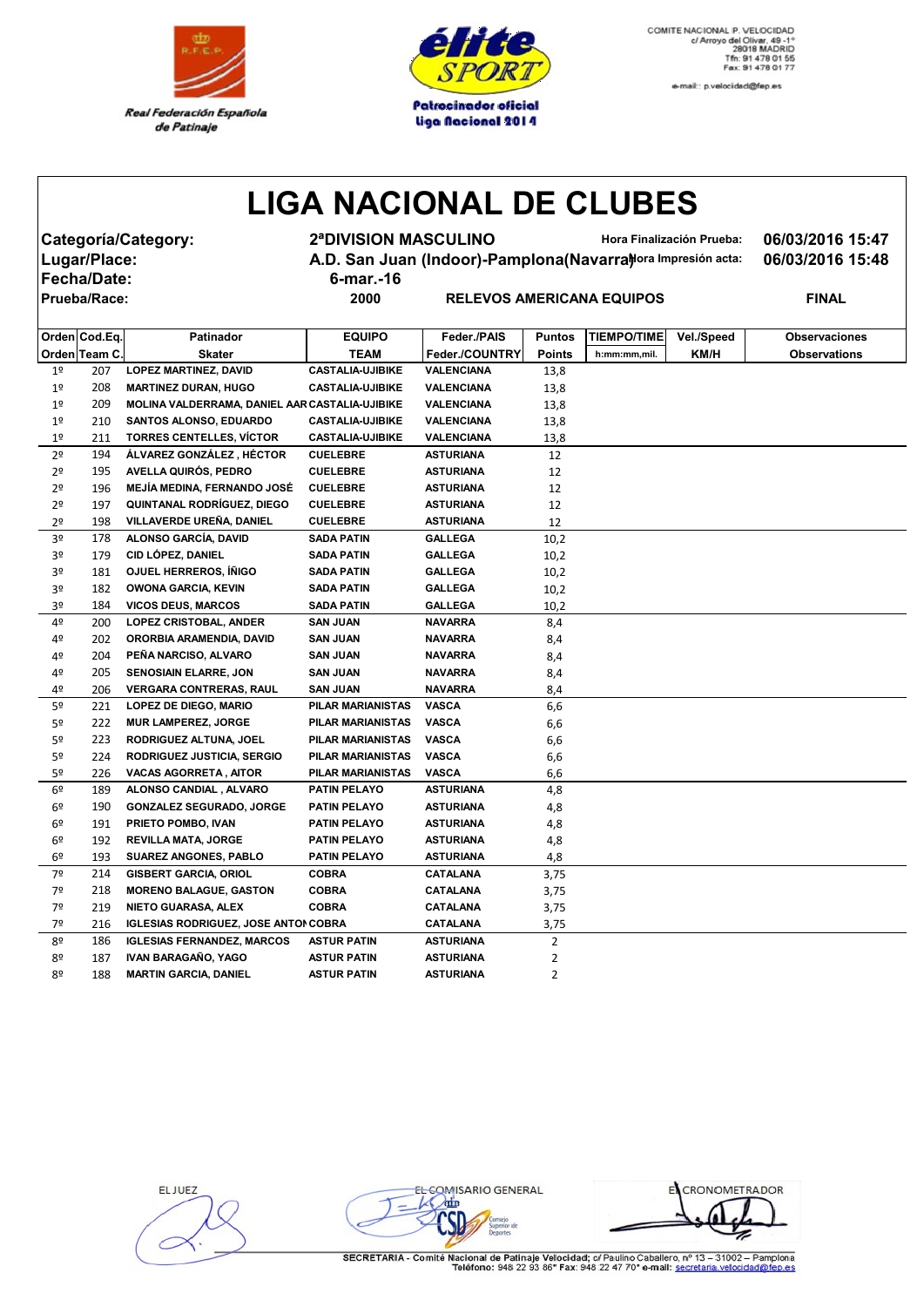Real Federación Española de Patinaje

élite SPORT
Patrocinador oficial liga Nacional 2014

COMITE NACIONAL P. VELOCIDAD
c/ Arroyo del Olivar, 49 -1º
28018 MADRID
Tfn: 91 478 01 55
Fax: 91 478 01 77
e-mail:: p.velocidad@fep.es

# LIGA NACIONAL DE CLUBES

**Categoría/Category:** 2ªDIVISION MASCULINO — **Hora Finalización Prueba:** 06/03/2016 15:47

**Lugar/Place:** A.D. San Juan (Indoor)-Pamplona(Navarra) — **Hora Impresión acta:** 06/03/2016 15:48

**Fecha/Date:** 6-mar.-16

**Prueba/Race:** 2000 — RELEVOS AMERICANA EQUIPOS — FINAL

| Orden<br>Orden | Cod.Eq.<br>Team C. | Patinador<br>Skater | EQUIPO<br>TEAM | Feder./PAIS<br>Feder./COUNTRY | Puntos<br>Points | TIEMPO/TIME<br>h:mm:mm,mil. | Vel./Speed<br>KM/H | Observaciones<br>Observations |
|---|---|---|---|---|---|---|---|---|
| 1º | 207 | LOPEZ MARTINEZ, DAVID | CASTALIA-UJIBIKE | VALENCIANA | 13,8 | | | |
| 1º | 208 | MARTINEZ DURAN, HUGO | CASTALIA-UJIBIKE | VALENCIANA | 13,8 | | | |
| 1º | 209 | MOLINA VALDERRAMA, DANIEL AAR | CASTALIA-UJIBIKE | VALENCIANA | 13,8 | | | |
| 1º | 210 | SANTOS ALONSO, EDUARDO | CASTALIA-UJIBIKE | VALENCIANA | 13,8 | | | |
| 1º | 211 | TORRES CENTELLES, VÍCTOR | CASTALIA-UJIBIKE | VALENCIANA | 13,8 | | | |
| 2º | 194 | ÁLVAREZ GONZÁLEZ , HÉCTOR | CUELEBRE | ASTURIANA | 12 | | | |
| 2º | 195 | AVELLA QUIRÓS, PEDRO | CUELEBRE | ASTURIANA | 12 | | | |
| 2º | 196 | MEJÍA MEDINA, FERNANDO JOSÉ | CUELEBRE | ASTURIANA | 12 | | | |
| 2º | 197 | QUINTANAL RODRÍGUEZ, DIEGO | CUELEBRE | ASTURIANA | 12 | | | |
| 2º | 198 | VILLAVERDE UREÑA, DANIEL | CUELEBRE | ASTURIANA | 12 | | | |
| 3º | 178 | ALONSO GARCÍA, DAVID | SADA PATIN | GALLEGA | 10,2 | | | |
| 3º | 179 | CID LÓPEZ, DANIEL | SADA PATIN | GALLEGA | 10,2 | | | |
| 3º | 181 | OJUEL HERREROS, ÍÑIGO | SADA PATIN | GALLEGA | 10,2 | | | |
| 3º | 182 | OWONA GARCIA, KEVIN | SADA PATIN | GALLEGA | 10,2 | | | |
| 3º | 184 | VICOS DEUS, MARCOS | SADA PATIN | GALLEGA | 10,2 | | | |
| 4º | 200 | LOPEZ CRISTOBAL, ANDER | SAN JUAN | NAVARRA | 8,4 | | | |
| 4º | 202 | ORORBIA ARAMENDIA, DAVID | SAN JUAN | NAVARRA | 8,4 | | | |
| 4º | 204 | PEÑA NARCISO, ALVARO | SAN JUAN | NAVARRA | 8,4 | | | |
| 4º | 205 | SENOSIAIN ELARRE, JON | SAN JUAN | NAVARRA | 8,4 | | | |
| 4º | 206 | VERGARA CONTRERAS, RAUL | SAN JUAN | NAVARRA | 8,4 | | | |
| 5º | 221 | LOPEZ DE DIEGO, MARIO | PILAR MARIANISTAS | VASCA | 6,6 | | | |
| 5º | 222 | MUR LAMPEREZ, JORGE | PILAR MARIANISTAS | VASCA | 6,6 | | | |
| 5º | 223 | RODRIGUEZ ALTUNA, JOEL | PILAR MARIANISTAS | VASCA | 6,6 | | | |
| 5º | 224 | RODRIGUEZ JUSTICIA, SERGIO | PILAR MARIANISTAS | VASCA | 6,6 | | | |
| 5º | 226 | VACAS AGORRETA , AITOR | PILAR MARIANISTAS | VASCA | 6,6 | | | |
| 6º | 189 | ALONSO CANDIAL , ALVARO | PATIN PELAYO | ASTURIANA | 4,8 | | | |
| 6º | 190 | GONZALEZ SEGURADO, JORGE | PATIN PELAYO | ASTURIANA | 4,8 | | | |
| 6º | 191 | PRIETO POMBO, IVAN | PATIN PELAYO | ASTURIANA | 4,8 | | | |
| 6º | 192 | REVILLA MATA, JORGE | PATIN PELAYO | ASTURIANA | 4,8 | | | |
| 6º | 193 | SUAREZ ANGONES, PABLO | PATIN PELAYO | ASTURIANA | 4,8 | | | |
| 7º | 214 | GISBERT GARCIA, ORIOL | COBRA | CATALANA | 3,75 | | | |
| 7º | 218 | MORENO BALAGUE, GASTON | COBRA | CATALANA | 3,75 | | | |
| 7º | 219 | NIETO GUARASA, ALEX | COBRA | CATALANA | 3,75 | | | |
| 7º | 216 | IGLESIAS RODRIGUEZ, JOSE ANTON | COBRA | CATALANA | 3,75 | | | |
| 8º | 186 | IGLESIAS FERNANDEZ, MARCOS | ASTUR PATIN | ASTURIANA | 2 | | | |
| 8º | 187 | IVAN BARAGAÑO, YAGO | ASTUR PATIN | ASTURIANA | 2 | | | |
| 8º | 188 | MARTIN GARCIA, DANIEL | ASTUR PATIN | ASTURIANA | 2 | | | |

EL JUEZ — EL COMISARIO GENERAL — EL CRONOMETRADOR

SECRETARIA - Comité Nacional de Patinaje Velocidad; c/ Paulino Caballero, nº 13 – 31002 – Pamplona
Teléfono: 948 22 93 86* Fax: 948 22 47 70* e-mail: secretaria.velocidad@fep.es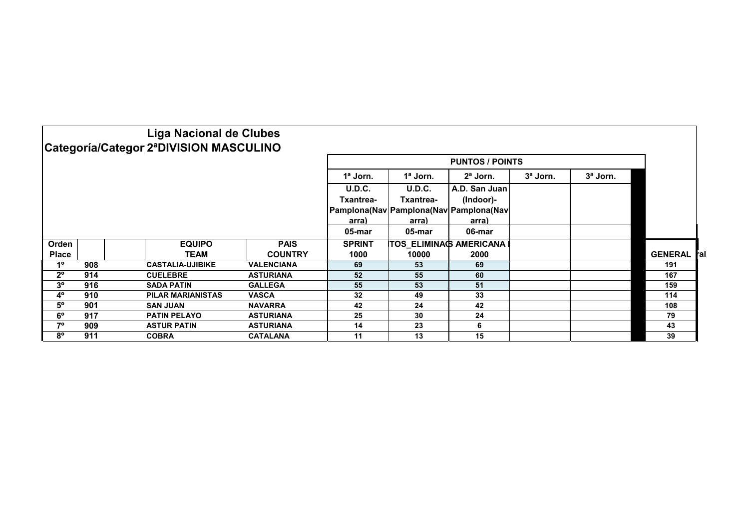## Liga Nacional de Clubes

**Categoría/Categor 2ªDIVISION MASCULINO**

| Orden Place | | | EQUIPO TEAM | PAIS COUNTRY | PUNTOS / POINTS 1ª Jorn. U.D.C. Txantrea-Pamplona(Navarra) 05-mar SPRINT 1000 | 1ª Jorn. U.D.C. Txantrea-Pamplona(Navarra) 05-mar TOS_ELIMINAC 10000 | 2ª Jorn. A.D. San Juan (Indoor)-Pamplona(Navarra) 06-mar S AMERICANA 2000 | 3ª Jorn. | 3ª Jorn. | | GENERAL |
|---|---|---|---|---|---|---|---|---|---|---|---|
| 1º | 908 | | CASTALIA-UJIBIKE | VALENCIANA | 69 | 53 | 69 | | | | 191 |
| 2º | 914 | | CUELEBRE | ASTURIANA | 52 | 55 | 60 | | | | 167 |
| 3º | 916 | | SADA PATIN | GALLEGA | 55 | 53 | 51 | | | | 159 |
| 4º | 910 | | PILAR MARIANISTAS | VASCA | 32 | 49 | 33 | | | | 114 |
| 5º | 901 | | SAN JUAN | NAVARRA | 42 | 24 | 42 | | | | 108 |
| 6º | 917 | | PATIN PELAYO | ASTURIANA | 25 | 30 | 24 | | | | 79 |
| 7º | 909 | | ASTUR PATIN | ASTURIANA | 14 | 23 | 6 | | | | 43 |
| 8º | 911 | | COBRA | CATALANA | 11 | 13 | 15 | | | | 39 |